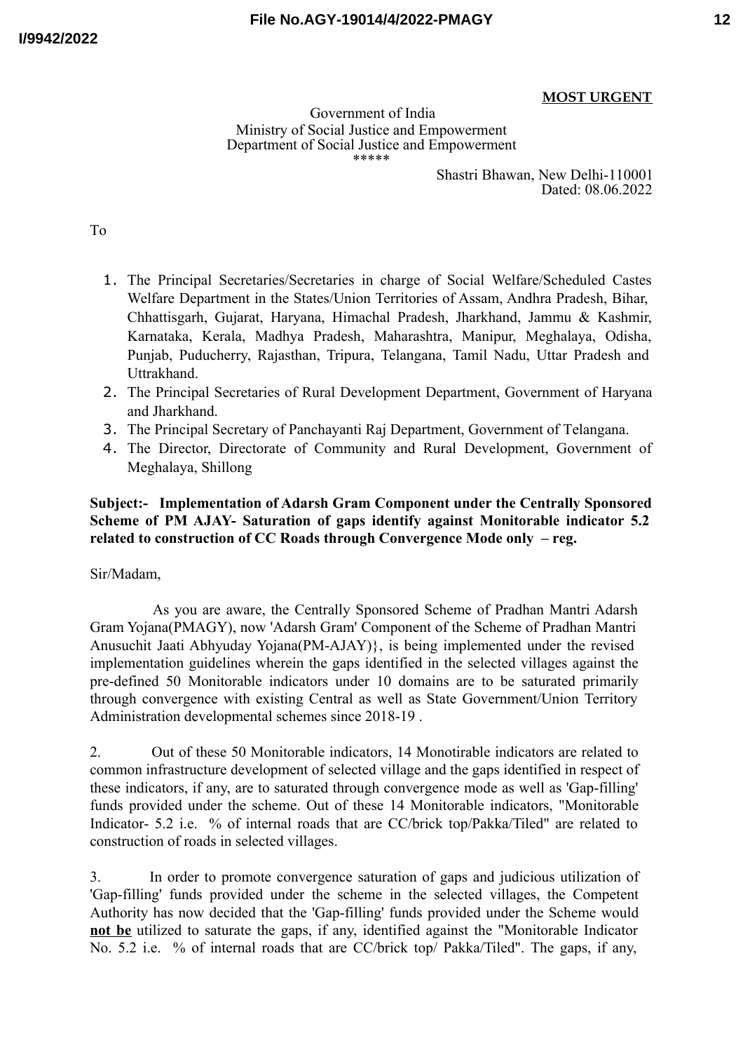**MOST URGENT**

Government of India
Ministry of Social Justice and Empowerment
Department of Social Justice and Empowerment
\*\*\*\*\*

Shastri Bhawan, New Delhi-110001
Dated: 08.06.2022

To

1. The Principal Secretaries/Secretaries in charge of Social Welfare/Scheduled Castes Welfare Department in the States/Union Territories of Assam, Andhra Pradesh, Bihar, Chhattisgarh, Gujarat, Haryana, Himachal Pradesh, Jharkhand, Jammu & Kashmir, Karnataka, Kerala, Madhya Pradesh, Maharashtra, Manipur, Meghalaya, Odisha, Punjab, Puducherry, Rajasthan, Tripura, Telangana, Tamil Nadu, Uttar Pradesh and Uttrakhand.
2. The Principal Secretaries of Rural Development Department, Government of Haryana and Jharkhand.
3. The Principal Secretary of Panchayanti Raj Department, Government of Telangana.
4. The Director, Directorate of Community and Rural Development, Government of Meghalaya, Shillong

**Subject:- Implementation of Adarsh Gram Component under the Centrally Sponsored Scheme of PM AJAY- Saturation of gaps identify against Monitorable indicator 5.2 related to construction of CC Roads through Convergence Mode only – reg.**

Sir/Madam,

As you are aware, the Centrally Sponsored Scheme of Pradhan Mantri Adarsh Gram Yojana(PMAGY), now 'Adarsh Gram' Component of the Scheme of Pradhan Mantri Anusuchit Jaati Abhyuday Yojana(PM-AJAY)}, is being implemented under the revised implementation guidelines wherein the gaps identified in the selected villages against the pre-defined 50 Monitorable indicators under 10 domains are to be saturated primarily through convergence with existing Central as well as State Government/Union Territory Administration developmental schemes since 2018-19 .

2. Out of these 50 Monitorable indicators, 14 Monotirable indicators are related to common infrastructure development of selected village and the gaps identified in respect of these indicators, if any, are to saturated through convergence mode as well as 'Gap-filling' funds provided under the scheme. Out of these 14 Monitorable indicators, "Monitorable Indicator- 5.2 i.e. % of internal roads that are CC/brick top/Pakka/Tiled" are related to construction of roads in selected villages.

3. In order to promote convergence saturation of gaps and judicious utilization of 'Gap-filling' funds provided under the scheme in the selected villages, the Competent Authority has now decided that the 'Gap-filling' funds provided under the Scheme would **<u>not be</u>** utilized to saturate the gaps, if any, identified against the "Monitorable Indicator No. 5.2 i.e. % of internal roads that are CC/brick top/ Pakka/Tiled". The gaps, if any,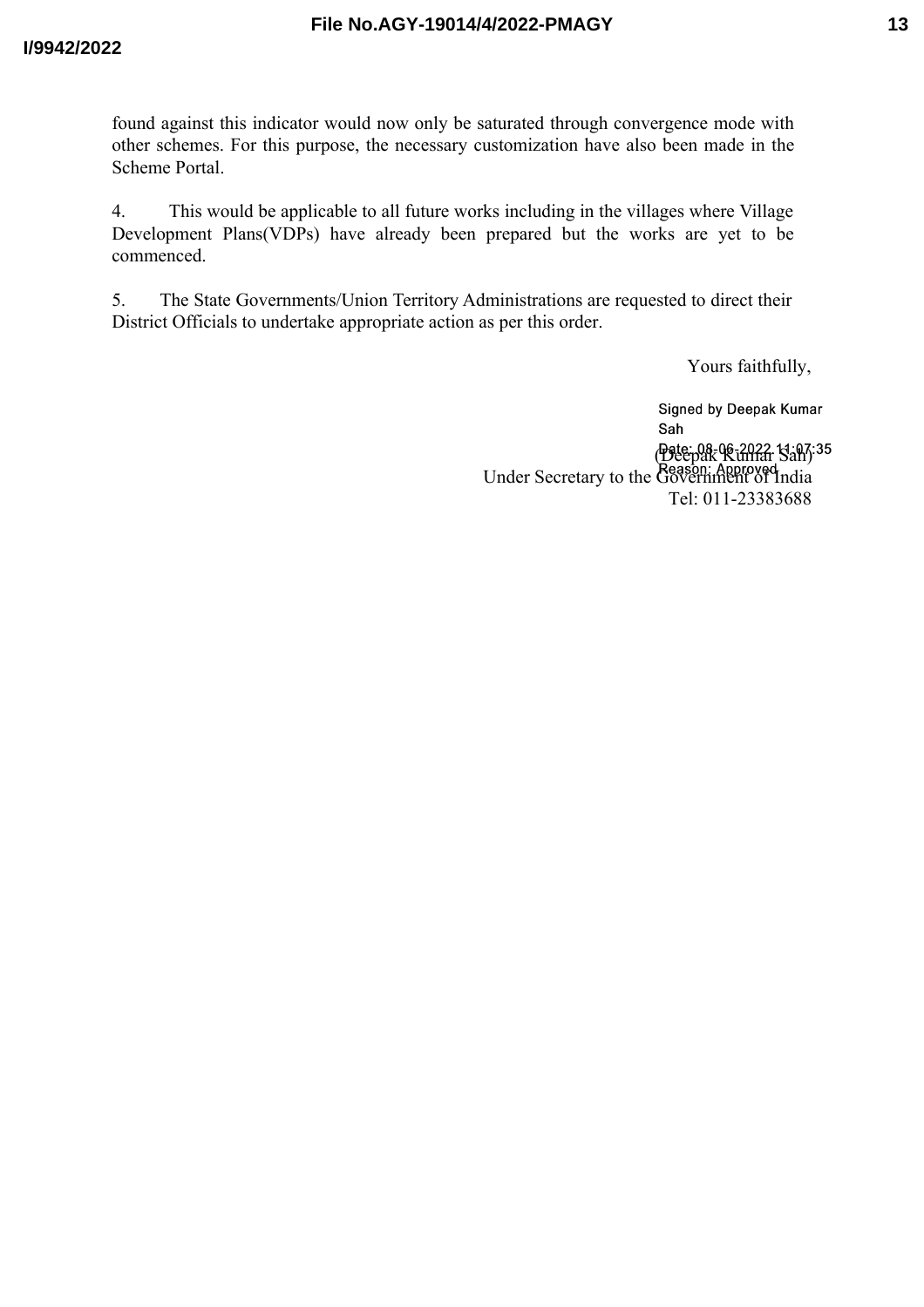found against this indicator would now only be saturated through convergence mode with other schemes. For this purpose, the necessary customization have also been made in the Scheme Portal.

4. This would be applicable to all future works including in the villages where Village Development Plans(VDPs) have already been prepared but the works are yet to be commenced.

5. The State Governments/Union Territory Administrations are requested to direct their District Officials to undertake appropriate action as per this order.

Yours faithfully,

Signed by Deepak Kumar Sah
Date: 08-06-2022 11:07:35
Reason: Approved

(Deepak Kumar Sah)
Under Secretary to the Government of India
Tel: 011-23383688